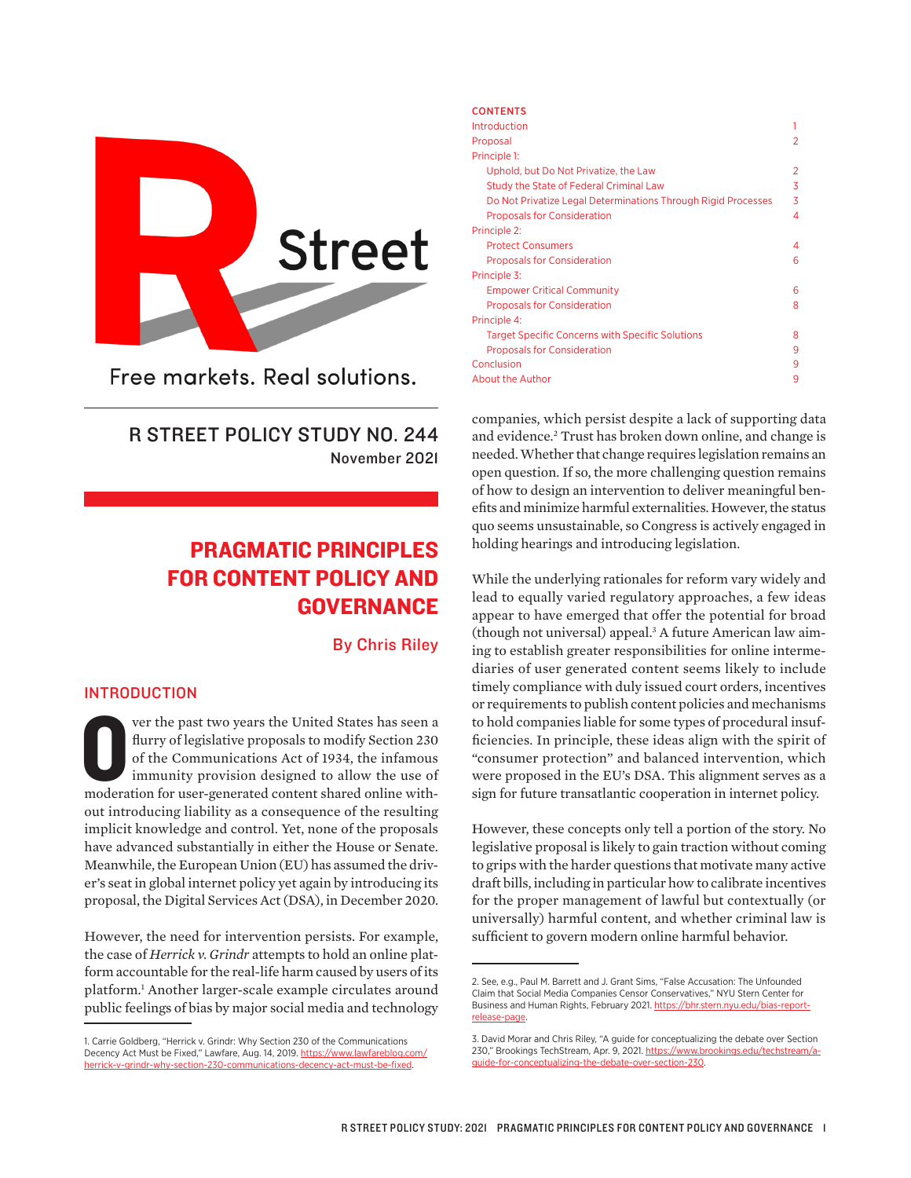R Street

Free markets. Real solutions.

R STREET POLICY STUDY NO. 244
November 2021

# PRAGMATIC PRINCIPLES FOR CONTENT POLICY AND GOVERNANCE

By Chris Riley

## CONTENTS

| | |
|---|---|
| Introduction | 1 |
| Proposal | 2 |
| Principle 1: | |
| Uphold, but Do Not Privatize, the Law | 2 |
| Study the State of Federal Criminal Law | 3 |
| Do Not Privatize Legal Determinations Through Rigid Processes | 3 |
| Proposals for Consideration | 4 |
| Principle 2: | |
| Protect Consumers | 4 |
| Proposals for Consideration | 6 |
| Principle 3: | |
| Empower Critical Community | 6 |
| Proposals for Consideration | 8 |
| Principle 4: | |
| Target Specific Concerns with Specific Solutions | 8 |
| Proposals for Consideration | 9 |
| Conclusion | 9 |
| About the Author | 9 |

## INTRODUCTION

Over the past two years the United States has seen a flurry of legislative proposals to modify Section 230 of the Communications Act of 1934, the infamous immunity provision designed to allow the use of moderation for user-generated content shared online without introducing liability as a consequence of the resulting implicit knowledge and control. Yet, none of the proposals have advanced substantially in either the House or Senate. Meanwhile, the European Union (EU) has assumed the driver's seat in global internet policy yet again by introducing its proposal, the Digital Services Act (DSA), in December 2020.

However, the need for intervention persists. For example, the case of *Herrick v. Grindr* attempts to hold an online platform accountable for the real-life harm caused by users of its platform.[1] Another larger-scale example circulates around public feelings of bias by major social media and technology companies, which persist despite a lack of supporting data and evidence.[2] Trust has broken down online, and change is needed. Whether that change requires legislation remains an open question. If so, the more challenging question remains of how to design an intervention to deliver meaningful benefits and minimize harmful externalities. However, the status quo seems unsustainable, so Congress is actively engaged in holding hearings and introducing legislation.

While the underlying rationales for reform vary widely and lead to equally varied regulatory approaches, a few ideas appear to have emerged that offer the potential for broad (though not universal) appeal.[3] A future American law aiming to establish greater responsibilities for online intermediaries of user generated content seems likely to include timely compliance with duly issued court orders, incentives or requirements to publish content policies and mechanisms to hold companies liable for some types of procedural insufficiencies. In principle, these ideas align with the spirit of "consumer protection" and balanced intervention, which were proposed in the EU's DSA. This alignment serves as a sign for future transatlantic cooperation in internet policy.

However, these concepts only tell a portion of the story. No legislative proposal is likely to gain traction without coming to grips with the harder questions that motivate many active draft bills, including in particular how to calibrate incentives for the proper management of lawful but contextually (or universally) harmful content, and whether criminal law is sufficient to govern modern online harmful behavior.

---

1. Carrie Goldberg, "Herrick v. Grindr: Why Section 230 of the Communications Decency Act Must be Fixed," Lawfare, Aug. 14, 2019. https://www.lawfareblog.com/herrick-v-grindr-why-section-230-communications-decency-act-must-be-fixed.

2. See, e.g., Paul M. Barrett and J. Grant Sims, "False Accusation: The Unfounded Claim that Social Media Companies Censor Conservatives," NYU Stern Center for Business and Human Rights, February 2021. https://bhr.stern.nyu.edu/bias-report-release-page.

3. David Morar and Chris Riley, "A guide for conceptualizing the debate over Section 230," Brookings TechStream, Apr. 9, 2021. https://www.brookings.edu/techstream/a-guide-for-conceptualizing-the-debate-over-section-230.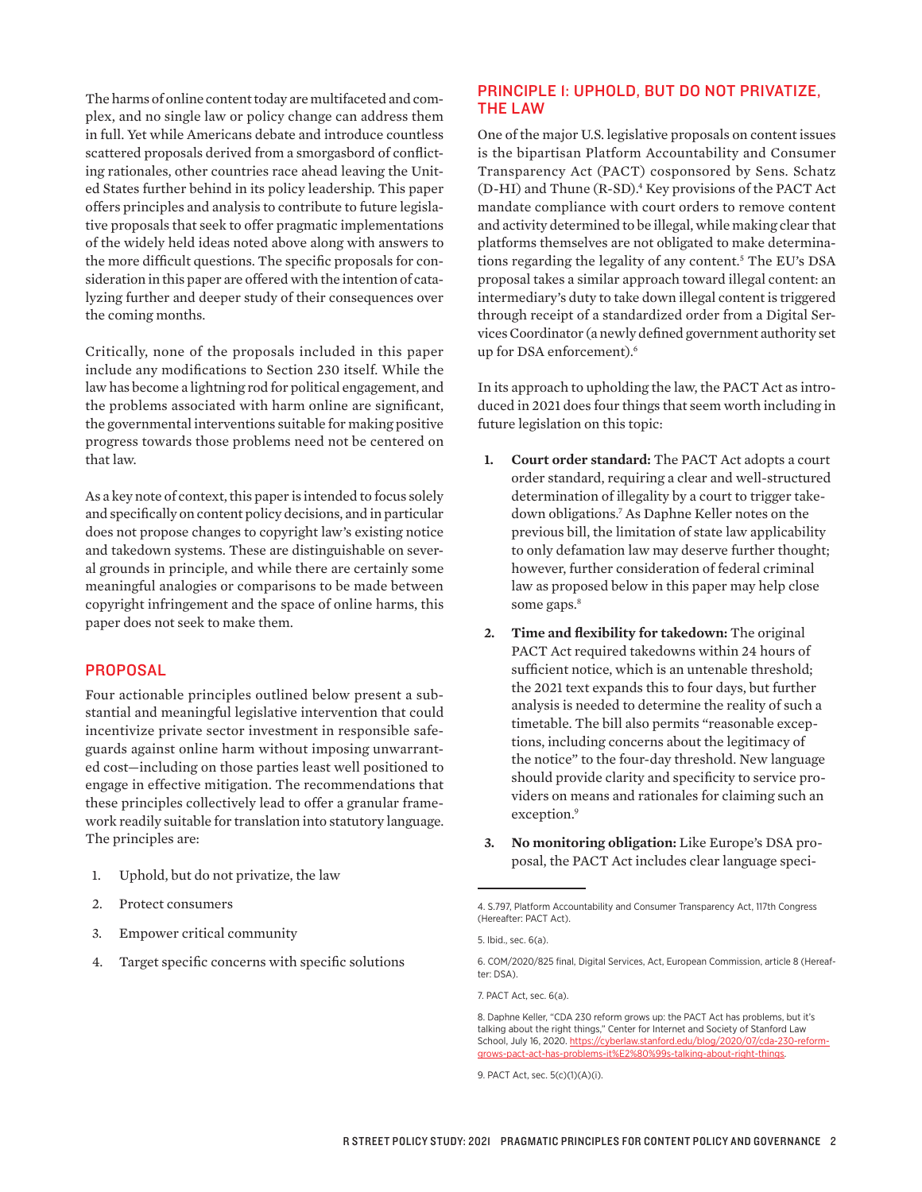The harms of online content today are multifaceted and complex, and no single law or policy change can address them in full. Yet while Americans debate and introduce countless scattered proposals derived from a smorgasbord of conflicting rationales, other countries race ahead leaving the United States further behind in its policy leadership. This paper offers principles and analysis to contribute to future legislative proposals that seek to offer pragmatic implementations of the widely held ideas noted above along with answers to the more difficult questions. The specific proposals for consideration in this paper are offered with the intention of catalyzing further and deeper study of their consequences over the coming months.

Critically, none of the proposals included in this paper include any modifications to Section 230 itself. While the law has become a lightning rod for political engagement, and the problems associated with harm online are significant, the governmental interventions suitable for making positive progress towards those problems need not be centered on that law.

As a key note of context, this paper is intended to focus solely and specifically on content policy decisions, and in particular does not propose changes to copyright law's existing notice and takedown systems. These are distinguishable on several grounds in principle, and while there are certainly some meaningful analogies or comparisons to be made between copyright infringement and the space of online harms, this paper does not seek to make them.

## PROPOSAL

Four actionable principles outlined below present a substantial and meaningful legislative intervention that could incentivize private sector investment in responsible safeguards against online harm without imposing unwarranted cost—including on those parties least well positioned to engage in effective mitigation. The recommendations that these principles collectively lead to offer a granular framework readily suitable for translation into statutory language. The principles are:

1. Uphold, but do not privatize, the law
2. Protect consumers
3. Empower critical community
4. Target specific concerns with specific solutions

## PRINCIPLE I: UPHOLD, BUT DO NOT PRIVATIZE, THE LAW

One of the major U.S. legislative proposals on content issues is the bipartisan Platform Accountability and Consumer Transparency Act (PACT) cosponsored by Sens. Schatz (D-HI) and Thune (R-SD).[4] Key provisions of the PACT Act mandate compliance with court orders to remove content and activity determined to be illegal, while making clear that platforms themselves are not obligated to make determinations regarding the legality of any content.[5] The EU's DSA proposal takes a similar approach toward illegal content: an intermediary's duty to take down illegal content is triggered through receipt of a standardized order from a Digital Services Coordinator (a newly defined government authority set up for DSA enforcement).[6]

In its approach to upholding the law, the PACT Act as introduced in 2021 does four things that seem worth including in future legislation on this topic:

1. **Court order standard:** The PACT Act adopts a court order standard, requiring a clear and well-structured determination of illegality by a court to trigger takedown obligations.[7] As Daphne Keller notes on the previous bill, the limitation of state law applicability to only defamation law may deserve further thought; however, further consideration of federal criminal law as proposed below in this paper may help close some gaps.[8]
2. **Time and flexibility for takedown:** The original PACT Act required takedowns within 24 hours of sufficient notice, which is an untenable threshold; the 2021 text expands this to four days, but further analysis is needed to determine the reality of such a timetable. The bill also permits "reasonable exceptions, including concerns about the legitimacy of the notice" to the four-day threshold. New language should provide clarity and specificity to service providers on means and rationales for claiming such an exception.[9]
3. **No monitoring obligation:** Like Europe's DSA proposal, the PACT Act includes clear language speci-

---

4. S.797, Platform Accountability and Consumer Transparency Act, 117th Congress (Hereafter: PACT Act).

5. Ibid., sec. 6(a).

6. COM/2020/825 final, Digital Services, Act, European Commission, article 8 (Hereafter: DSA).

7. PACT Act, sec. 6(a).

8. Daphne Keller, "CDA 230 reform grows up: the PACT Act has problems, but it's talking about the right things," Center for Internet and Society of Stanford Law School, July 16, 2020. https://cyberlaw.stanford.edu/blog/2020/07/cda-230-reform-grows-pact-act-has-problems-it%E2%80%99s-talking-about-right-things.

9. PACT Act, sec. 5(c)(1)(A)(i).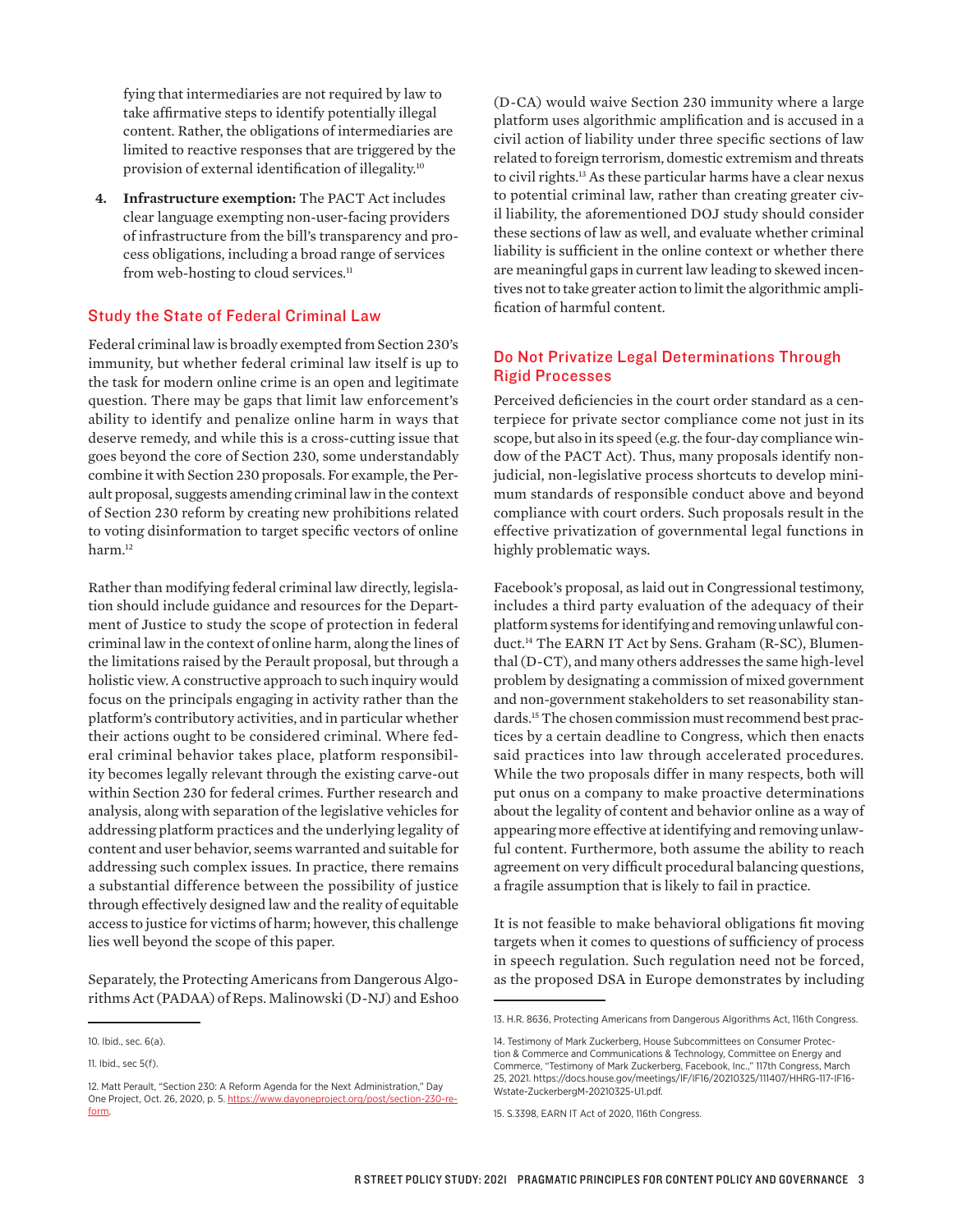fying that intermediaries are not required by law to take affirmative steps to identify potentially illegal content. Rather, the obligations of intermediaries are limited to reactive responses that are triggered by the provision of external identification of illegality.[10]

4. **Infrastructure exemption:** The PACT Act includes clear language exempting non-user-facing providers of infrastructure from the bill's transparency and process obligations, including a broad range of services from web-hosting to cloud services.[11]

## Study the State of Federal Criminal Law

Federal criminal law is broadly exempted from Section 230's immunity, but whether federal criminal law itself is up to the task for modern online crime is an open and legitimate question. There may be gaps that limit law enforcement's ability to identify and penalize online harm in ways that deserve remedy, and while this is a cross-cutting issue that goes beyond the core of Section 230, some understandably combine it with Section 230 proposals. For example, the Perault proposal, suggests amending criminal law in the context of Section 230 reform by creating new prohibitions related to voting disinformation to target specific vectors of online harm.[12]

Rather than modifying federal criminal law directly, legislation should include guidance and resources for the Department of Justice to study the scope of protection in federal criminal law in the context of online harm, along the lines of the limitations raised by the Perault proposal, but through a holistic view. A constructive approach to such inquiry would focus on the principals engaging in activity rather than the platform's contributory activities, and in particular whether their actions ought to be considered criminal. Where federal criminal behavior takes place, platform responsibility becomes legally relevant through the existing carve-out within Section 230 for federal crimes. Further research and analysis, along with separation of the legislative vehicles for addressing platform practices and the underlying legality of content and user behavior, seems warranted and suitable for addressing such complex issues. In practice, there remains a substantial difference between the possibility of justice through effectively designed law and the reality of equitable access to justice for victims of harm; however, this challenge lies well beyond the scope of this paper.

Separately, the Protecting Americans from Dangerous Algorithms Act (PADAA) of Reps. Malinowski (D-NJ) and Eshoo (D-CA) would waive Section 230 immunity where a large platform uses algorithmic amplification and is accused in a civil action of liability under three specific sections of law related to foreign terrorism, domestic extremism and threats to civil rights.[13] As these particular harms have a clear nexus to potential criminal law, rather than creating greater civil liability, the aforementioned DOJ study should consider these sections of law as well, and evaluate whether criminal liability is sufficient in the online context or whether there are meaningful gaps in current law leading to skewed incentives not to take greater action to limit the algorithmic amplification of harmful content.

## Do Not Privatize Legal Determinations Through Rigid Processes

Perceived deficiencies in the court order standard as a centerpiece for private sector compliance come not just in its scope, but also in its speed (e.g. the four-day compliance window of the PACT Act). Thus, many proposals identify non-judicial, non-legislative process shortcuts to develop minimum standards of responsible conduct above and beyond compliance with court orders. Such proposals result in the effective privatization of governmental legal functions in highly problematic ways.

Facebook's proposal, as laid out in Congressional testimony, includes a third party evaluation of the adequacy of their platform systems for identifying and removing unlawful conduct.[14] The EARN IT Act by Sens. Graham (R-SC), Blumenthal (D-CT), and many others addresses the same high-level problem by designating a commission of mixed government and non-government stakeholders to set reasonability standards.[15] The chosen commission must recommend best practices by a certain deadline to Congress, which then enacts said practices into law through accelerated procedures. While the two proposals differ in many respects, both will put onus on a company to make proactive determinations about the legality of content and behavior online as a way of appearing more effective at identifying and removing unlawful content. Furthermore, both assume the ability to reach agreement on very difficult procedural balancing questions, a fragile assumption that is likely to fail in practice.

It is not feasible to make behavioral obligations fit moving targets when it comes to questions of sufficiency of process in speech regulation. Such regulation need not be forced, as the proposed DSA in Europe demonstrates by including

---

10. Ibid., sec. 6(a).

11. Ibid., sec 5(f).

12. Matt Perault, "Section 230: A Reform Agenda for the Next Administration," Day One Project, Oct. 26, 2020, p. 5. https://www.dayoneproject.org/post/section-230-reform.

13. H.R. 8636, Protecting Americans from Dangerous Algorithms Act, 116th Congress.

14. Testimony of Mark Zuckerberg, House Subcommittees on Consumer Protection & Commerce and Communications & Technology, Committee on Energy and Commerce, "Testimony of Mark Zuckerberg, Facebook, Inc.," 117th Congress, March 25, 2021. https://docs.house.gov/meetings/IF/IF16/20210325/111407/HHRG-117-IF16-Wstate-ZuckerbergM-20210325-U1.pdf.

15. S.3398, EARN IT Act of 2020, 116th Congress.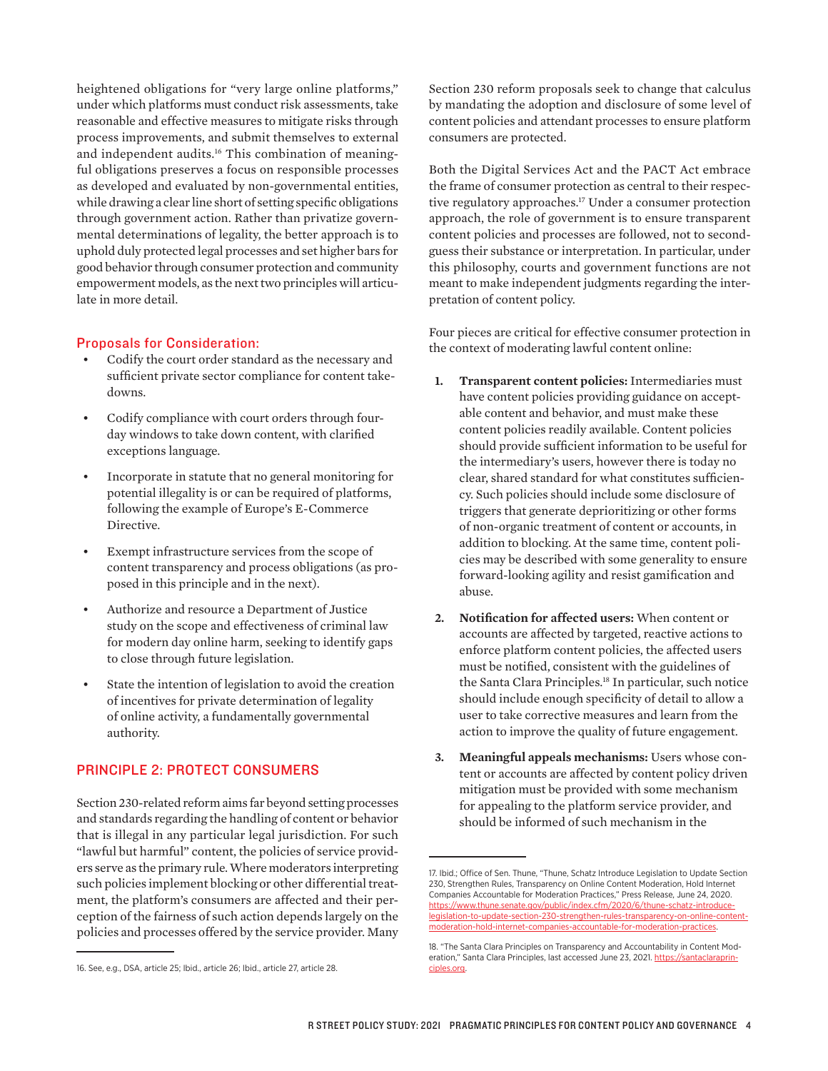heightened obligations for "very large online platforms," under which platforms must conduct risk assessments, take reasonable and effective measures to mitigate risks through process improvements, and submit themselves to external and independent audits.[16] This combination of meaningful obligations preserves a focus on responsible processes as developed and evaluated by non-governmental entities, while drawing a clear line short of setting specific obligations through government action. Rather than privatize governmental determinations of legality, the better approach is to uphold duly protected legal processes and set higher bars for good behavior through consumer protection and community empowerment models, as the next two principles will articulate in more detail.

### Proposals for Consideration:

- Codify the court order standard as the necessary and sufficient private sector compliance for content takedowns.
- Codify compliance with court orders through four-day windows to take down content, with clarified exceptions language.
- Incorporate in statute that no general monitoring for potential illegality is or can be required of platforms, following the example of Europe's E-Commerce Directive.
- Exempt infrastructure services from the scope of content transparency and process obligations (as proposed in this principle and in the next).
- Authorize and resource a Department of Justice study on the scope and effectiveness of criminal law for modern day online harm, seeking to identify gaps to close through future legislation.
- State the intention of legislation to avoid the creation of incentives for private determination of legality of online activity, a fundamentally governmental authority.

## PRINCIPLE 2: PROTECT CONSUMERS

Section 230-related reform aims far beyond setting processes and standards regarding the handling of content or behavior that is illegal in any particular legal jurisdiction. For such "lawful but harmful" content, the policies of service providers serve as the primary rule. Where moderators interpreting such policies implement blocking or other differential treatment, the platform's consumers are affected and their perception of the fairness of such action depends largely on the policies and processes offered by the service provider. Many Section 230 reform proposals seek to change that calculus by mandating the adoption and disclosure of some level of content policies and attendant processes to ensure platform consumers are protected.

Both the Digital Services Act and the PACT Act embrace the frame of consumer protection as central to their respective regulatory approaches.[17] Under a consumer protection approach, the role of government is to ensure transparent content policies and processes are followed, not to second-guess their substance or interpretation. In particular, under this philosophy, courts and government functions are not meant to make independent judgments regarding the interpretation of content policy.

Four pieces are critical for effective consumer protection in the context of moderating lawful content online:

1. **Transparent content policies:** Intermediaries must have content policies providing guidance on acceptable content and behavior, and must make these content policies readily available. Content policies should provide sufficient information to be useful for the intermediary's users, however there is today no clear, shared standard for what constitutes sufficiency. Such policies should include some disclosure of triggers that generate deprioritizing or other forms of non-organic treatment of content or accounts, in addition to blocking. At the same time, content policies may be described with some generality to ensure forward-looking agility and resist gamification and abuse.
2. **Notification for affected users:** When content or accounts are affected by targeted, reactive actions to enforce platform content policies, the affected users must be notified, consistent with the guidelines of the Santa Clara Principles.[18] In particular, such notice should include enough specificity of detail to allow a user to take corrective measures and learn from the action to improve the quality of future engagement.
3. **Meaningful appeals mechanisms:** Users whose content or accounts are affected by content policy driven mitigation must be provided with some mechanism for appealing to the platform service provider, and should be informed of such mechanism in the

---

16. See, e.g., DSA, article 25; Ibid., article 26; Ibid., article 27, article 28.

17. Ibid.; Office of Sen. Thune, "Thune, Schatz Introduce Legislation to Update Section 230, Strengthen Rules, Transparency on Online Content Moderation, Hold Internet Companies Accountable for Moderation Practices," Press Release, June 24, 2020. https://www.thune.senate.gov/public/index.cfm/2020/6/thune-schatz-introduce-legislation-to-update-section-230-strengthen-rules-transparency-on-online-content-moderation-hold-internet-companies-accountable-for-moderation-practices.

18. "The Santa Clara Principles on Transparency and Accountability in Content Moderation," Santa Clara Principles, last accessed June 23, 2021. https://santaclaraprinciples.org.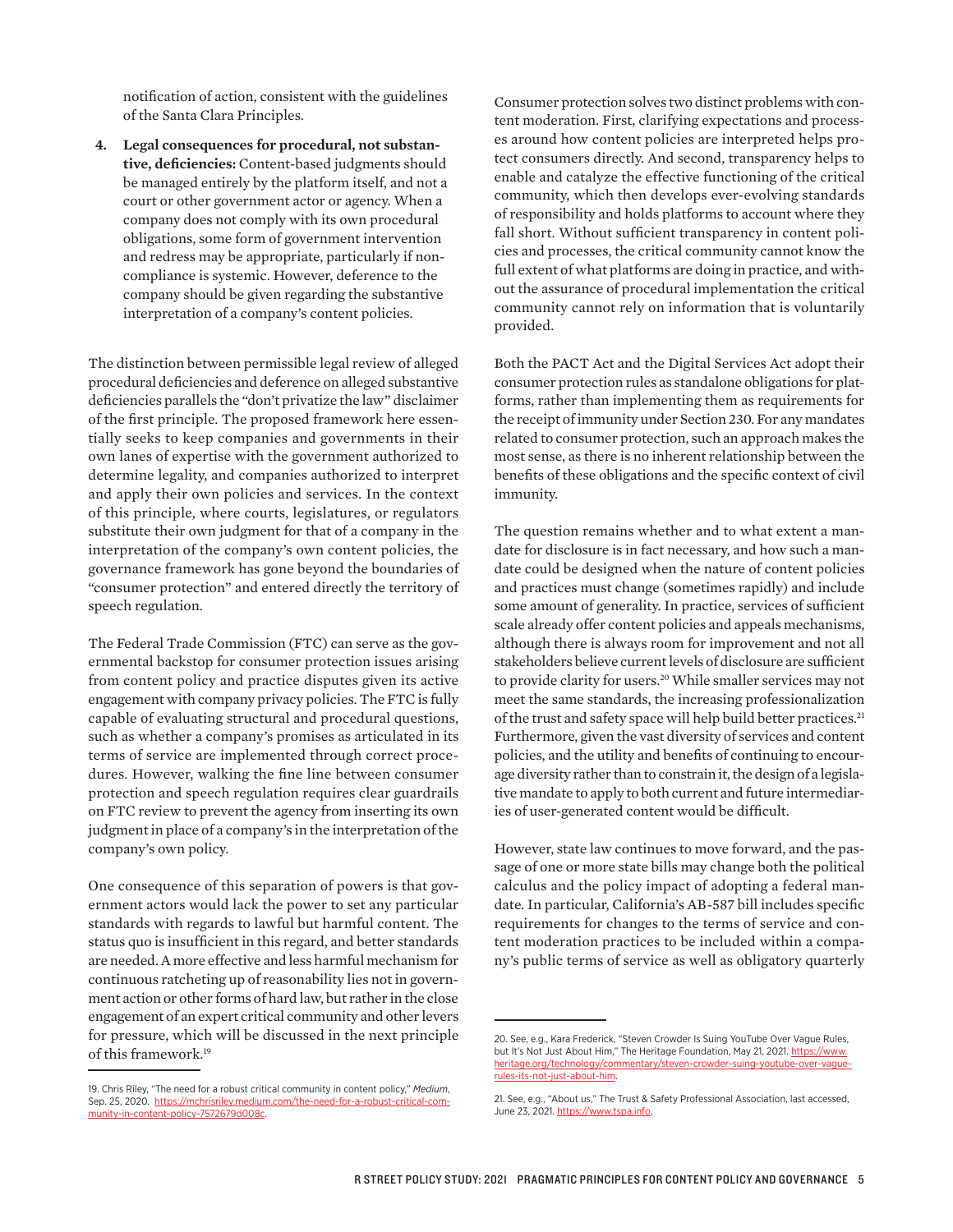notification of action, consistent with the guidelines of the Santa Clara Principles.

4. **Legal consequences for procedural, not substantive, deficiencies:** Content-based judgments should be managed entirely by the platform itself, and not a court or other government actor or agency. When a company does not comply with its own procedural obligations, some form of government intervention and redress may be appropriate, particularly if noncompliance is systemic. However, deference to the company should be given regarding the substantive interpretation of a company's content policies.

The distinction between permissible legal review of alleged procedural deficiencies and deference on alleged substantive deficiencies parallels the "don't privatize the law" disclaimer of the first principle. The proposed framework here essentially seeks to keep companies and governments in their own lanes of expertise with the government authorized to determine legality, and companies authorized to interpret and apply their own policies and services. In the context of this principle, where courts, legislatures, or regulators substitute their own judgment for that of a company in the interpretation of the company's own content policies, the governance framework has gone beyond the boundaries of "consumer protection" and entered directly the territory of speech regulation.

The Federal Trade Commission (FTC) can serve as the governmental backstop for consumer protection issues arising from content policy and practice disputes given its active engagement with company privacy policies. The FTC is fully capable of evaluating structural and procedural questions, such as whether a company's promises as articulated in its terms of service are implemented through correct procedures. However, walking the fine line between consumer protection and speech regulation requires clear guardrails on FTC review to prevent the agency from inserting its own judgment in place of a company's in the interpretation of the company's own policy.

One consequence of this separation of powers is that government actors would lack the power to set any particular standards with regards to lawful but harmful content. The status quo is insufficient in this regard, and better standards are needed. A more effective and less harmful mechanism for continuous ratcheting up of reasonability lies not in government action or other forms of hard law, but rather in the close engagement of an expert critical community and other levers for pressure, which will be discussed in the next principle of this framework.[19]

Consumer protection solves two distinct problems with content moderation. First, clarifying expectations and processes around how content policies are interpreted helps protect consumers directly. And second, transparency helps to enable and catalyze the effective functioning of the critical community, which then develops ever-evolving standards of responsibility and holds platforms to account where they fall short. Without sufficient transparency in content policies and processes, the critical community cannot know the full extent of what platforms are doing in practice, and without the assurance of procedural implementation the critical community cannot rely on information that is voluntarily provided.

Both the PACT Act and the Digital Services Act adopt their consumer protection rules as standalone obligations for platforms, rather than implementing them as requirements for the receipt of immunity under Section 230. For any mandates related to consumer protection, such an approach makes the most sense, as there is no inherent relationship between the benefits of these obligations and the specific context of civil immunity.

The question remains whether and to what extent a mandate for disclosure is in fact necessary, and how such a mandate could be designed when the nature of content policies and practices must change (sometimes rapidly) and include some amount of generality. In practice, services of sufficient scale already offer content policies and appeals mechanisms, although there is always room for improvement and not all stakeholders believe current levels of disclosure are sufficient to provide clarity for users.[20] While smaller services may not meet the same standards, the increasing professionalization of the trust and safety space will help build better practices.[21] Furthermore, given the vast diversity of services and content policies, and the utility and benefits of continuing to encourage diversity rather than to constrain it, the design of a legislative mandate to apply to both current and future intermediaries of user-generated content would be difficult.

However, state law continues to move forward, and the passage of one or more state bills may change both the political calculus and the policy impact of adopting a federal mandate. In particular, California's AB-587 bill includes specific requirements for changes to the terms of service and content moderation practices to be included within a company's public terms of service as well as obligatory quarterly

---

19. Chris Riley, "The need for a robust critical community in content policy," *Medium*, Sep. 25, 2020. https://mchrisriley.medium.com/the-need-for-a-robust-critical-community-in-content-policy-7572679d008c.

20. See, e.g., Kara Frederick, "Steven Crowder Is Suing YouTube Over Vague Rules, but It's Not Just About Him," The Heritage Foundation, May 21, 2021. https://www.heritage.org/technology/commentary/steven-crowder-suing-youtube-over-vague-rules-its-not-just-about-him.

21. See, e.g., "About us," The Trust & Safety Professional Association, last accessed, June 23, 2021. https://www.tspa.info.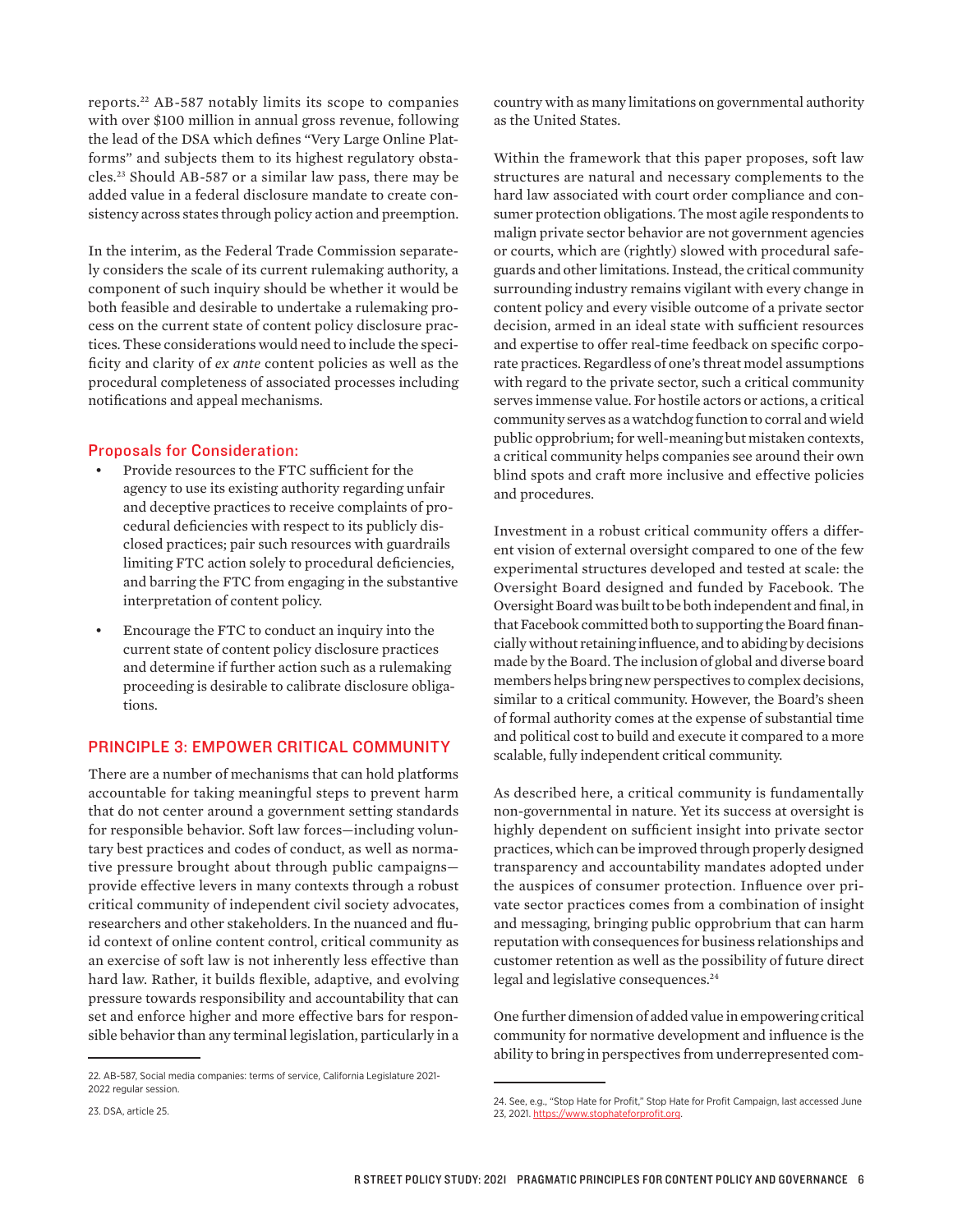reports.[22] AB-587 notably limits its scope to companies with over $100 million in annual gross revenue, following the lead of the DSA which defines "Very Large Online Platforms" and subjects them to its highest regulatory obstacles.[23] Should AB-587 or a similar law pass, there may be added value in a federal disclosure mandate to create consistency across states through policy action and preemption.

In the interim, as the Federal Trade Commission separately considers the scale of its current rulemaking authority, a component of such inquiry should be whether it would be both feasible and desirable to undertake a rulemaking process on the current state of content policy disclosure practices. These considerations would need to include the specificity and clarity of *ex ante* content policies as well as the procedural completeness of associated processes including notifications and appeal mechanisms.

### Proposals for Consideration:

- Provide resources to the FTC sufficient for the agency to use its existing authority regarding unfair and deceptive practices to receive complaints of procedural deficiencies with respect to its publicly disclosed practices; pair such resources with guardrails limiting FTC action solely to procedural deficiencies, and barring the FTC from engaging in the substantive interpretation of content policy.
- Encourage the FTC to conduct an inquiry into the current state of content policy disclosure practices and determine if further action such as a rulemaking proceeding is desirable to calibrate disclosure obligations.

## PRINCIPLE 3: EMPOWER CRITICAL COMMUNITY

There are a number of mechanisms that can hold platforms accountable for taking meaningful steps to prevent harm that do not center around a government setting standards for responsible behavior. Soft law forces—including voluntary best practices and codes of conduct, as well as normative pressure brought about through public campaigns—provide effective levers in many contexts through a robust critical community of independent civil society advocates, researchers and other stakeholders. In the nuanced and fluid context of online content control, critical community as an exercise of soft law is not inherently less effective than hard law. Rather, it builds flexible, adaptive, and evolving pressure towards responsibility and accountability that can set and enforce higher and more effective bars for responsible behavior than any terminal legislation, particularly in a country with as many limitations on governmental authority as the United States.

Within the framework that this paper proposes, soft law structures are natural and necessary complements to the hard law associated with court order compliance and consumer protection obligations. The most agile respondents to malign private sector behavior are not government agencies or courts, which are (rightly) slowed with procedural safeguards and other limitations. Instead, the critical community surrounding industry remains vigilant with every change in content policy and every visible outcome of a private sector decision, armed in an ideal state with sufficient resources and expertise to offer real-time feedback on specific corporate practices. Regardless of one's threat model assumptions with regard to the private sector, such a critical community serves immense value. For hostile actors or actions, a critical community serves as a watchdog function to corral and wield public opprobrium; for well-meaning but mistaken contexts, a critical community helps companies see around their own blind spots and craft more inclusive and effective policies and procedures.

Investment in a robust critical community offers a different vision of external oversight compared to one of the few experimental structures developed and tested at scale: the Oversight Board designed and funded by Facebook. The Oversight Board was built to be both independent and final, in that Facebook committed both to supporting the Board financially without retaining influence, and to abiding by decisions made by the Board. The inclusion of global and diverse board members helps bring new perspectives to complex decisions, similar to a critical community. However, the Board's sheen of formal authority comes at the expense of substantial time and political cost to build and execute it compared to a more scalable, fully independent critical community.

As described here, a critical community is fundamentally non-governmental in nature. Yet its success at oversight is highly dependent on sufficient insight into private sector practices, which can be improved through properly designed transparency and accountability mandates adopted under the auspices of consumer protection. Influence over private sector practices comes from a combination of insight and messaging, bringing public opprobrium that can harm reputation with consequences for business relationships and customer retention as well as the possibility of future direct legal and legislative consequences.[24]

One further dimension of added value in empowering critical community for normative development and influence is the ability to bring in perspectives from underrepresented com-

---

22. AB-587, Social media companies: terms of service, California Legislature 2021-2022 regular session.

23. DSA, article 25.

24. See, e.g., "Stop Hate for Profit," Stop Hate for Profit Campaign, last accessed June 23, 2021. https://www.stophateforprofit.org.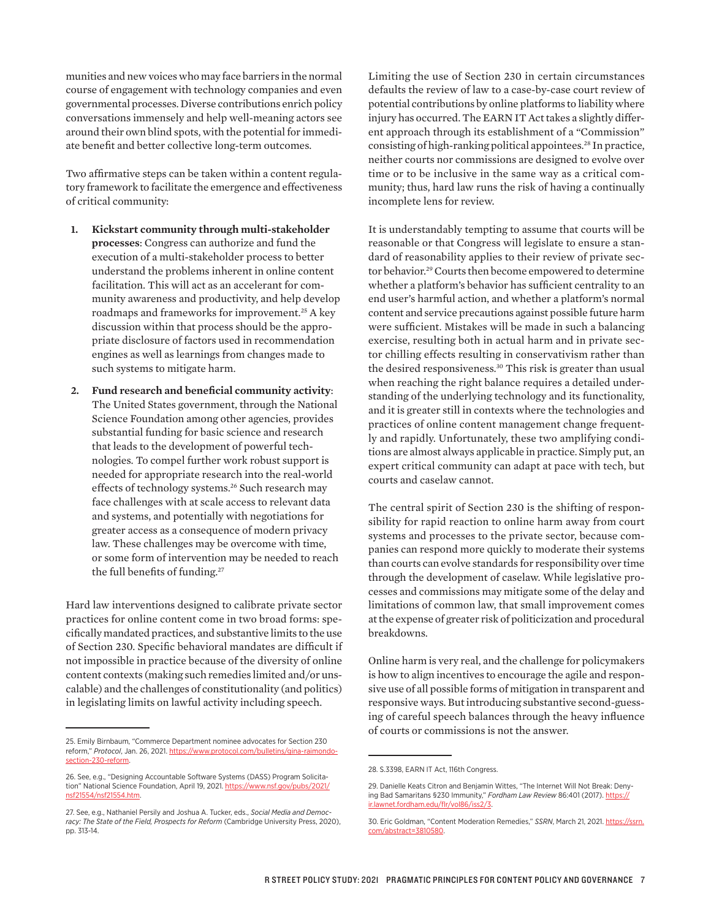munities and new voices who may face barriers in the normal course of engagement with technology companies and even governmental processes. Diverse contributions enrich policy conversations immensely and help well-meaning actors see around their own blind spots, with the potential for immediate benefit and better collective long-term outcomes.

Two affirmative steps can be taken within a content regulatory framework to facilitate the emergence and effectiveness of critical community:

1. **Kickstart community through multi-stakeholder processes**: Congress can authorize and fund the execution of a multi-stakeholder process to better understand the problems inherent in online content facilitation. This will act as an accelerant for community awareness and productivity, and help develop roadmaps and frameworks for improvement.[25] A key discussion within that process should be the appropriate disclosure of factors used in recommendation engines as well as learnings from changes made to such systems to mitigate harm.
2. **Fund research and beneficial community activity**: The United States government, through the National Science Foundation among other agencies, provides substantial funding for basic science and research that leads to the development of powerful technologies. To compel further work robust support is needed for appropriate research into the real-world effects of technology systems.[26] Such research may face challenges with at scale access to relevant data and systems, and potentially with negotiations for greater access as a consequence of modern privacy law. These challenges may be overcome with time, or some form of intervention may be needed to reach the full benefits of funding.[27]

Hard law interventions designed to calibrate private sector practices for online content come in two broad forms: specifically mandated practices, and substantive limits to the use of Section 230. Specific behavioral mandates are difficult if not impossible in practice because of the diversity of online content contexts (making such remedies limited and/or unscalable) and the challenges of constitutionality (and politics) in legislating limits on lawful activity including speech.

Limiting the use of Section 230 in certain circumstances defaults the review of law to a case-by-case court review of potential contributions by online platforms to liability where injury has occurred. The EARN IT Act takes a slightly different approach through its establishment of a "Commission" consisting of high-ranking political appointees.[28] In practice, neither courts nor commissions are designed to evolve over time or to be inclusive in the same way as a critical community; thus, hard law runs the risk of having a continually incomplete lens for review.

It is understandably tempting to assume that courts will be reasonable or that Congress will legislate to ensure a standard of reasonability applies to their review of private sector behavior.[29] Courts then become empowered to determine whether a platform's behavior has sufficient centrality to an end user's harmful action, and whether a platform's normal content and service precautions against possible future harm were sufficient. Mistakes will be made in such a balancing exercise, resulting both in actual harm and in private sector chilling effects resulting in conservativism rather than the desired responsiveness.[30] This risk is greater than usual when reaching the right balance requires a detailed understanding of the underlying technology and its functionality, and it is greater still in contexts where the technologies and practices of online content management change frequently and rapidly. Unfortunately, these two amplifying conditions are almost always applicable in practice. Simply put, an expert critical community can adapt at pace with tech, but courts and caselaw cannot.

The central spirit of Section 230 is the shifting of responsibility for rapid reaction to online harm away from court systems and processes to the private sector, because companies can respond more quickly to moderate their systems than courts can evolve standards for responsibility over time through the development of caselaw. While legislative processes and commissions may mitigate some of the delay and limitations of common law, that small improvement comes at the expense of greater risk of politicization and procedural breakdowns.

Online harm is very real, and the challenge for policymakers is how to align incentives to encourage the agile and responsive use of all possible forms of mitigation in transparent and responsive ways. But introducing substantive second-guessing of careful speech balances through the heavy influence of courts or commissions is not the answer.

---

25. Emily Birnbaum, "Commerce Department nominee advocates for Section 230 reform," *Protocol*, Jan. 26, 2021. https://www.protocol.com/bulletins/gina-raimondo-section-230-reform.

26. See, e.g., "Designing Accountable Software Systems (DASS) Program Solicitation" National Science Foundation, April 19, 2021. https://www.nsf.gov/pubs/2021/nsf21554/nsf21554.htm.

27. See, e.g., Nathaniel Persily and Joshua A. Tucker, eds., *Social Media and Democracy: The State of the Field, Prospects for Reform* (Cambridge University Press, 2020), pp. 313-14.

28. S.3398, EARN IT Act, 116th Congress.

29. Danielle Keats Citron and Benjamin Wittes, "The Internet Will Not Break: Denying Bad Samaritans §230 Immunity," *Fordham Law Review* 86:401 (2017). https://ir.lawnet.fordham.edu/flr/vol86/iss2/3.

30. Eric Goldman, "Content Moderation Remedies," *SSRN*, March 21, 2021. https://ssrn.com/abstract=3810580.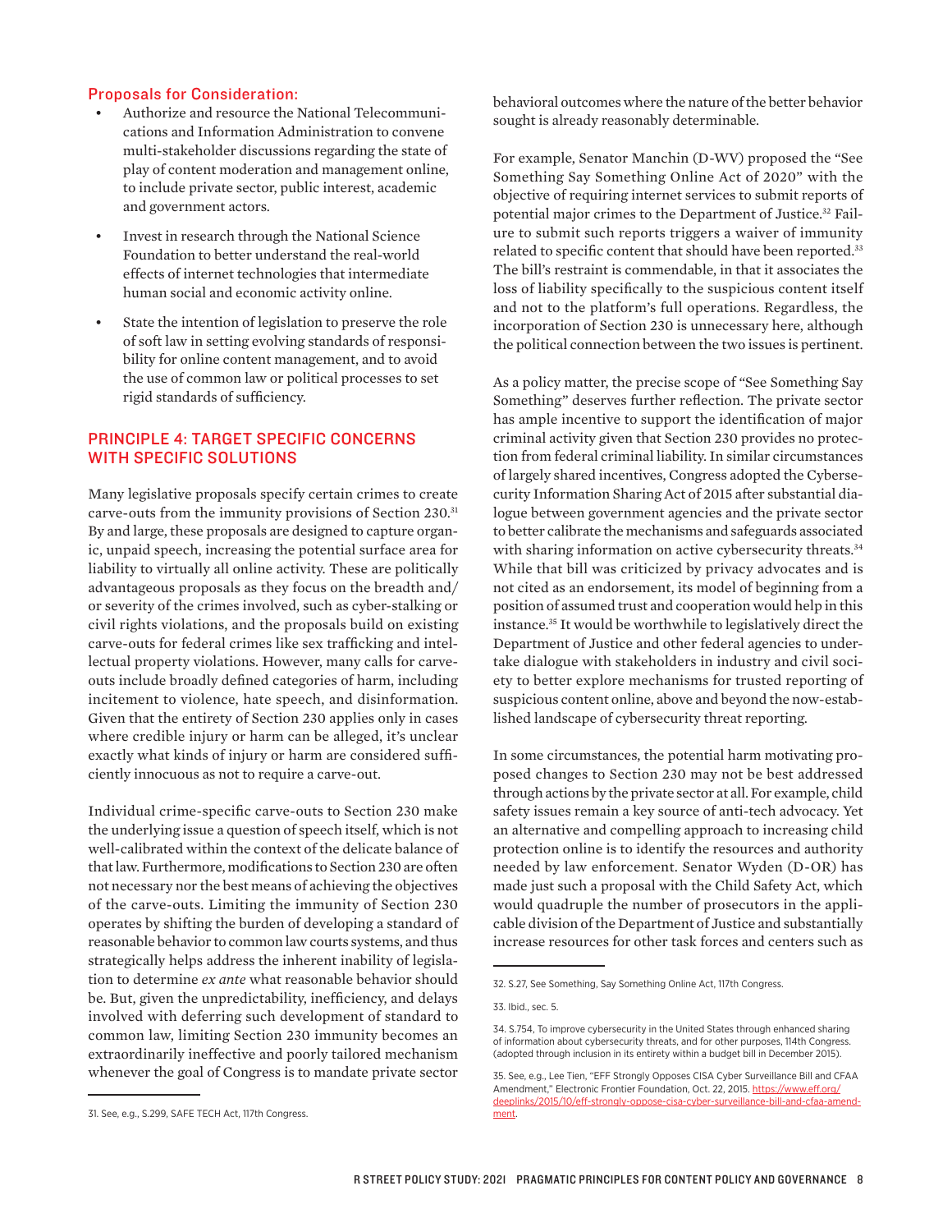### Proposals for Consideration:

- Authorize and resource the National Telecommunications and Information Administration to convene multi-stakeholder discussions regarding the state of play of content moderation and management online, to include private sector, public interest, academic and government actors.
- Invest in research through the National Science Foundation to better understand the real-world effects of internet technologies that intermediate human social and economic activity online.
- State the intention of legislation to preserve the role of soft law in setting evolving standards of responsibility for online content management, and to avoid the use of common law or political processes to set rigid standards of sufficiency.

## PRINCIPLE 4: TARGET SPECIFIC CONCERNS WITH SPECIFIC SOLUTIONS

Many legislative proposals specify certain crimes to create carve-outs from the immunity provisions of Section 230.[31] By and large, these proposals are designed to capture organic, unpaid speech, increasing the potential surface area for liability to virtually all online activity. These are politically advantageous proposals as they focus on the breadth and/or severity of the crimes involved, such as cyber-stalking or civil rights violations, and the proposals build on existing carve-outs for federal crimes like sex trafficking and intellectual property violations. However, many calls for carve-outs include broadly defined categories of harm, including incitement to violence, hate speech, and disinformation. Given that the entirety of Section 230 applies only in cases where credible injury or harm can be alleged, it's unclear exactly what kinds of injury or harm are considered sufficiently innocuous as not to require a carve-out.

Individual crime-specific carve-outs to Section 230 make the underlying issue a question of speech itself, which is not well-calibrated within the context of the delicate balance of that law. Furthermore, modifications to Section 230 are often not necessary nor the best means of achieving the objectives of the carve-outs. Limiting the immunity of Section 230 operates by shifting the burden of developing a standard of reasonable behavior to common law courts systems, and thus strategically helps address the inherent inability of legislation to determine *ex ante* what reasonable behavior should be. But, given the unpredictability, inefficiency, and delays involved with deferring such development of standard to common law, limiting Section 230 immunity becomes an extraordinarily ineffective and poorly tailored mechanism whenever the goal of Congress is to mandate private sector behavioral outcomes where the nature of the better behavior sought is already reasonably determinable.

For example, Senator Manchin (D-WV) proposed the "See Something Say Something Online Act of 2020" with the objective of requiring internet services to submit reports of potential major crimes to the Department of Justice.[32] Failure to submit such reports triggers a waiver of immunity related to specific content that should have been reported.[33] The bill's restraint is commendable, in that it associates the loss of liability specifically to the suspicious content itself and not to the platform's full operations. Regardless, the incorporation of Section 230 is unnecessary here, although the political connection between the two issues is pertinent.

As a policy matter, the precise scope of "See Something Say Something" deserves further reflection. The private sector has ample incentive to support the identification of major criminal activity given that Section 230 provides no protection from federal criminal liability. In similar circumstances of largely shared incentives, Congress adopted the Cybersecurity Information Sharing Act of 2015 after substantial dialogue between government agencies and the private sector to better calibrate the mechanisms and safeguards associated with sharing information on active cybersecurity threats.[34] While that bill was criticized by privacy advocates and is not cited as an endorsement, its model of beginning from a position of assumed trust and cooperation would help in this instance.[35] It would be worthwhile to legislatively direct the Department of Justice and other federal agencies to undertake dialogue with stakeholders in industry and civil society to better explore mechanisms for trusted reporting of suspicious content online, above and beyond the now-established landscape of cybersecurity threat reporting.

In some circumstances, the potential harm motivating proposed changes to Section 230 may not be best addressed through actions by the private sector at all. For example, child safety issues remain a key source of anti-tech advocacy. Yet an alternative and compelling approach to increasing child protection online is to identify the resources and authority needed by law enforcement. Senator Wyden (D-OR) has made just such a proposal with the Child Safety Act, which would quadruple the number of prosecutors in the applicable division of the Department of Justice and substantially increase resources for other task forces and centers such as

---

31. See, e.g., S.299, SAFE TECH Act, 117th Congress.

32. S.27, See Something, Say Something Online Act, 117th Congress.

33. Ibid., sec. 5.

34. S.754, To improve cybersecurity in the United States through enhanced sharing of information about cybersecurity threats, and for other purposes, 114th Congress. (adopted through inclusion in its entirety within a budget bill in December 2015).

35. See, e.g., Lee Tien, "EFF Strongly Opposes CISA Cyber Surveillance Bill and CFAA Amendment," Electronic Frontier Foundation, Oct. 22, 2015. https://www.eff.org/deeplinks/2015/10/eff-strongly-oppose-cisa-cyber-surveillance-bill-and-cfaa-amendment.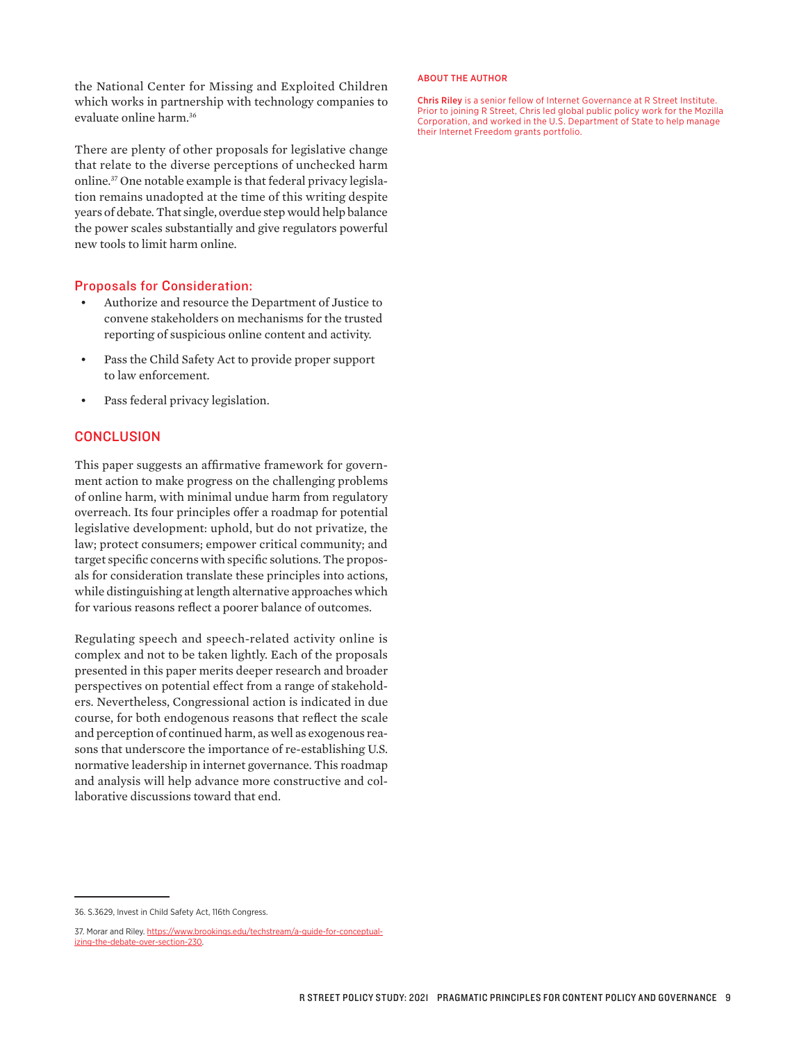the National Center for Missing and Exploited Children which works in partnership with technology companies to evaluate online harm.[36]

There are plenty of other proposals for legislative change that relate to the diverse perceptions of unchecked harm online.[37] One notable example is that federal privacy legislation remains unadopted at the time of this writing despite years of debate. That single, overdue step would help balance the power scales substantially and give regulators powerful new tools to limit harm online.

### Proposals for Consideration:

- Authorize and resource the Department of Justice to convene stakeholders on mechanisms for the trusted reporting of suspicious online content and activity.
- Pass the Child Safety Act to provide proper support to law enforcement.
- Pass federal privacy legislation.

## CONCLUSION

This paper suggests an affirmative framework for government action to make progress on the challenging problems of online harm, with minimal undue harm from regulatory overreach. Its four principles offer a roadmap for potential legislative development: uphold, but do not privatize, the law; protect consumers; empower critical community; and target specific concerns with specific solutions. The proposals for consideration translate these principles into actions, while distinguishing at length alternative approaches which for various reasons reflect a poorer balance of outcomes.

Regulating speech and speech-related activity online is complex and not to be taken lightly. Each of the proposals presented in this paper merits deeper research and broader perspectives on potential effect from a range of stakeholders. Nevertheless, Congressional action is indicated in due course, for both endogenous reasons that reflect the scale and perception of continued harm, as well as exogenous reasons that underscore the importance of re-establishing U.S. normative leadership in internet governance. This roadmap and analysis will help advance more constructive and collaborative discussions toward that end.

36. S.3629, Invest in Child Safety Act, 116th Congress.

37. Morar and Riley. https://www.brookings.edu/techstream/a-guide-for-conceptualizing-the-debate-over-section-230.

### ABOUT THE AUTHOR

**Chris Riley** is a senior fellow of Internet Governance at R Street Institute. Prior to joining R Street, Chris led global public policy work for the Mozilla Corporation, and worked in the U.S. Department of State to help manage their Internet Freedom grants portfolio.